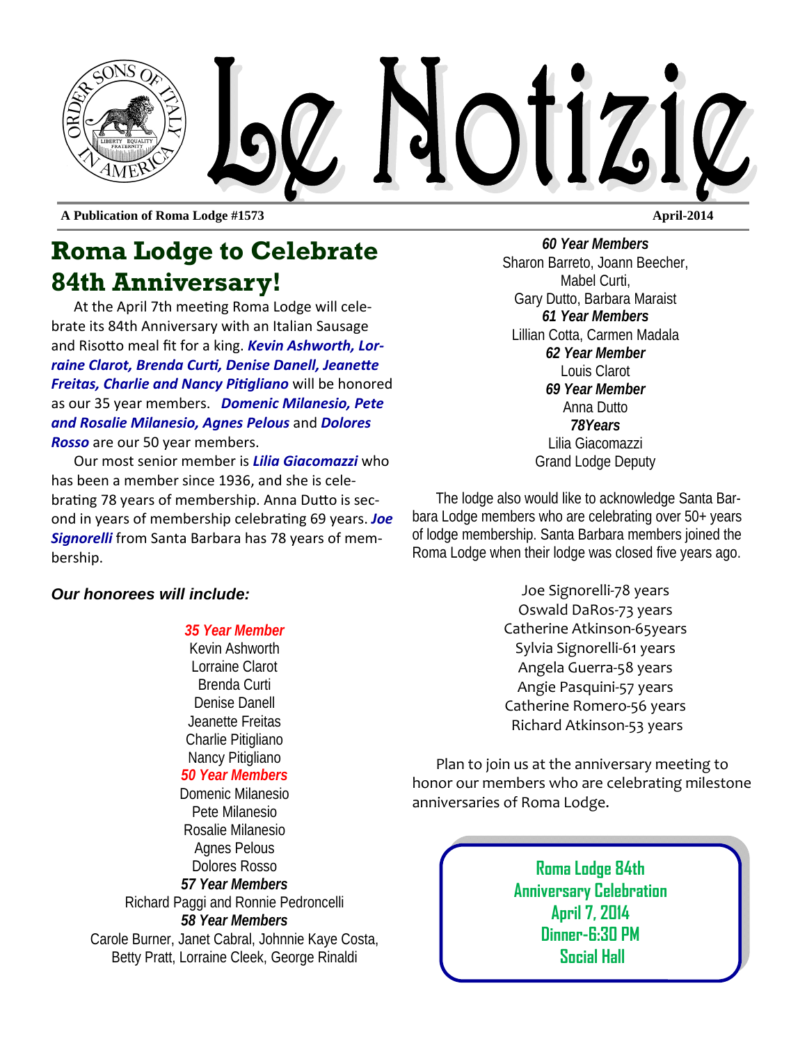# Le Notizie

**A Publication of Roma Lodge #1573** — **April-2014**

## Roma Lodge to Celebrate 84th Anniversary!

At the April 7th meeting Roma Lodge will celebrate its 84th Anniversary with an Italian Sausage and Risotto meal fit for a king. ***Kevin Ashworth, Lorraine Clarot, Brenda Curti, Denise Danell, Jeanette Freitas, Charlie and Nancy Pitigliano*** will be honored as our 35 year members. ***Domenic Milanesio, Pete and Rosalie Milanesio, Agnes Pelous*** and ***Dolores Rosso*** are our 50 year members.

Our most senior member is ***Lilia Giacomazzi*** who has been a member since 1936, and she is celebrating 78 years of membership. Anna Dutto is second in years of membership celebrating 69 years. ***Joe Signorelli*** from Santa Barbara has 78 years of membership.

***Our honorees will include:***

***35 Year Member***
Kevin Ashworth
Lorraine Clarot
Brenda Curti
Denise Danell
Jeanette Freitas
Charlie Pitigliano
Nancy Pitigliano

***50 Year Members***
Domenic Milanesio
Pete Milanesio
Rosalie Milanesio
Agnes Pelous
Dolores Rosso

***57 Year Members***
Richard Paggi and Ronnie Pedroncelli

***58 Year Members***
Carole Burner, Janet Cabral, Johnnie Kaye Costa, Betty Pratt, Lorraine Cleek, George Rinaldi

***60 Year Members***
Sharon Barreto, Joann Beecher, Mabel Curti, Gary Dutto, Barbara Maraist

***61 Year Members***
Lillian Cotta, Carmen Madala

***62 Year Member***
Louis Clarot

***69 Year Member***
Anna Dutto

***78Years***
Lilia Giacomazzi
Grand Lodge Deputy

The lodge also would like to acknowledge Santa Barbara Lodge members who are celebrating over 50+ years of lodge membership. Santa Barbara members joined the Roma Lodge when their lodge was closed five years ago.

Joe Signorelli-78 years
Oswald DaRos-73 years
Catherine Atkinson-65years
Sylvia Signorelli-61 years
Angela Guerra-58 years
Angie Pasquini-57 years
Catherine Romero-56 years
Richard Atkinson-53 years

Plan to join us at the anniversary meeting to honor our members who are celebrating milestone anniversaries of Roma Lodge.

**Roma Lodge 84th Anniversary Celebration**
**April 7, 2014**
**Dinner-6:30 PM**
**Social Hall**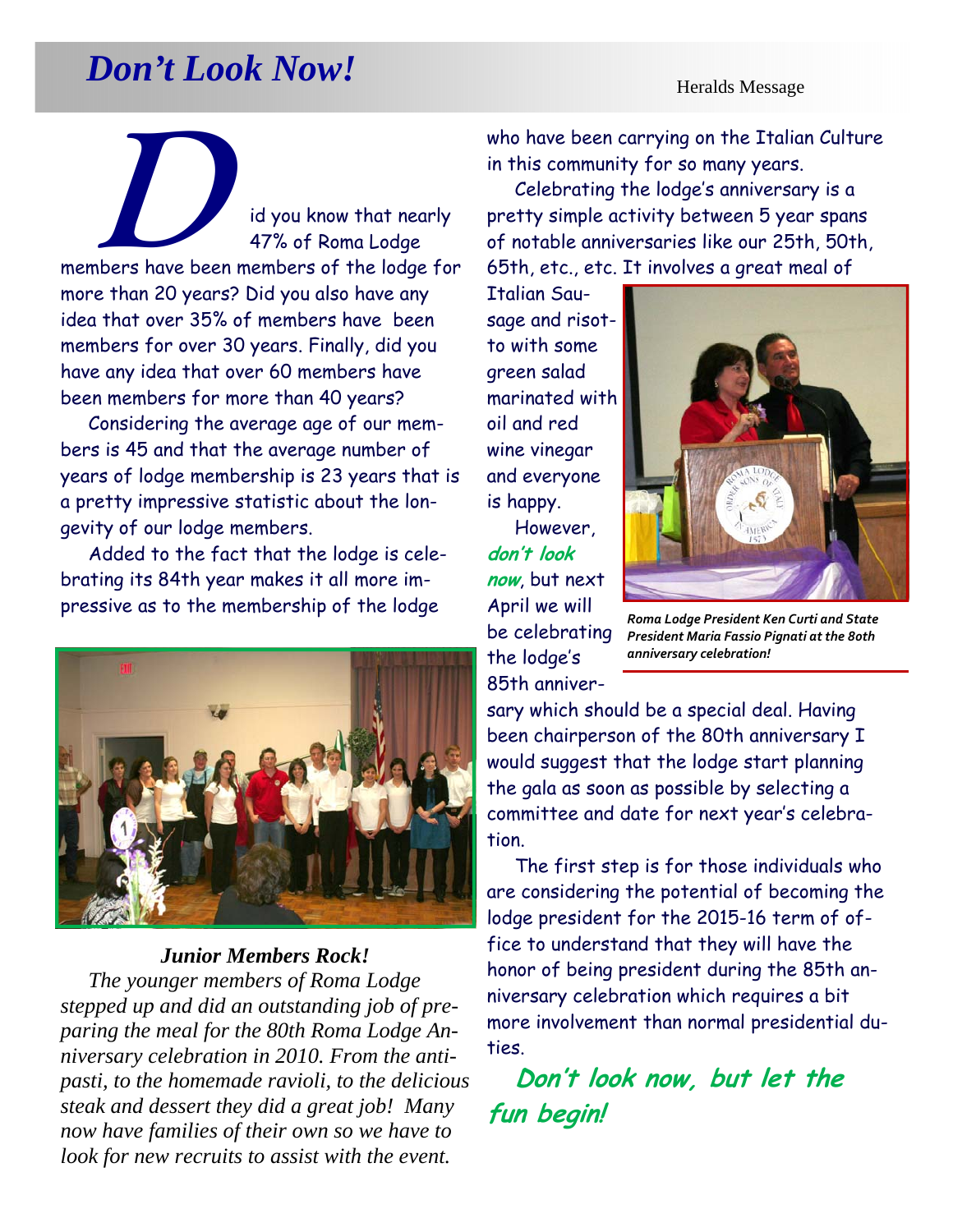# Don't Look Now!

Heralds Message

Did you know that nearly 47% of Roma Lodge members have been members of the lodge for more than 20 years? Did you also have any idea that over 35% of members have been members for over 30 years. Finally, did you have any idea that over 60 members have been members for more than 40 years?

Considering the average age of our members is 45 and that the average number of years of lodge membership is 23 years that is a pretty impressive statistic about the longevity of our lodge members.

Added to the fact that the lodge is celebrating its 84th year makes it all more impressive as to the membership of the lodge who have been carrying on the Italian Culture in this community for so many years.

Celebrating the lodge's anniversary is a pretty simple activity between 5 year spans of notable anniversaries like our 25th, 50th, 65th, etc., etc. It involves a great meal of Italian Sausage and risotto with some green salad marinated with oil and red wine vinegar and everyone is happy.

However, ***don't look now***, but next April we will be celebrating the lodge's 85th anniversary which should be a special deal. Having been chairperson of the 80th anniversary I would suggest that the lodge start planning the gala as soon as possible by selecting a committee and date for next year's celebration.

The first step is for those individuals who are considering the potential of becoming the lodge president for the 2015-16 term of office to understand that they will have the honor of being president during the 85th anniversary celebration which requires a bit more involvement than normal presidential duties.

***Don't look now, but let the fun begin!***

***Roma Lodge President Ken Curti and State President Maria Fassio Pignati at the 8oth anniversary celebration!***

***Junior Members Rock!***

*The younger members of Roma Lodge stepped up and did an outstanding job of preparing the meal for the 80th Roma Lodge Anniversary celebration in 2010. From the antipasti, to the homemade ravioli, to the delicious steak and dessert they did a great job! Many now have families of their own so we have to look for new recruits to assist with the event.*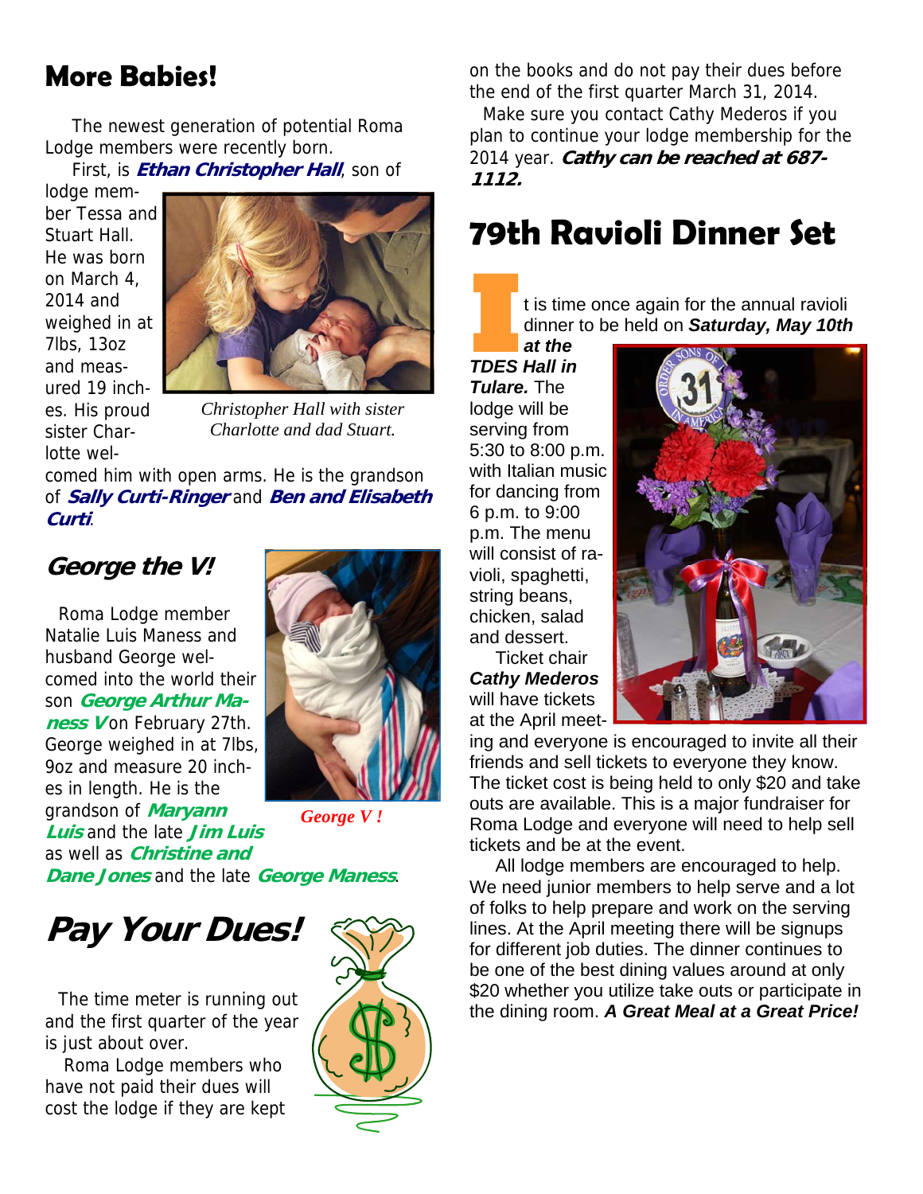## More Babies!

The newest generation of potential Roma Lodge members were recently born.

First, is ***Ethan Christopher Hall***, son of lodge member Tessa and Stuart Hall. He was born on March 4, 2014 and weighed in at 7lbs, 13oz and measured 19 inches. His proud sister Charlotte welcomed him with open arms. He is the grandson of ***Sally Curti-Ringer*** and ***Ben and Elisabeth Curti***.

*Christopher Hall with sister Charlotte and dad Stuart.*

### *George the V!*

Roma Lodge member Natalie Luis Maness and husband George welcomed into the world their son ***George Arthur Maness V*** on February 27th. George weighed in at 7lbs, 9oz and measure 20 inches in length. He is the grandson of ***Maryann Luis*** and the late ***Jim Luis*** as well as ***Christine and Dane Jones*** and the late ***George Maness***.

*George V !*

## *Pay Your Dues!*

The time meter is running out and the first quarter of the year is just about over.

Roma Lodge members who have not paid their dues will cost the lodge if they are kept on the books and do not pay their dues before the end of the first quarter March 31, 2014.

Make sure you contact Cathy Mederos if you plan to continue your lodge membership for the 2014 year. ***Cathy can be reached at 687-1112.***

## 79th Ravioli Dinner Set

It is time once again for the annual ravioli dinner to be held on ***Saturday, May 10th at the TDES Hall in Tulare.*** The lodge will be serving from 5:30 to 8:00 p.m. with Italian music for dancing from 6 p.m. to 9:00 p.m. The menu will consist of ravioli, spaghetti, string beans, chicken, salad and dessert.

Ticket chair ***Cathy Mederos*** will have tickets at the April meeting and everyone is encouraged to invite all their friends and sell tickets to everyone they know. The ticket cost is being held to only $20 and take outs are available. This is a major fundraiser for Roma Lodge and everyone will need to help sell tickets and be at the event.

All lodge members are encouraged to help. We need junior members to help serve and a lot of folks to help prepare and work on the serving lines. At the April meeting there will be signups for different job duties. The dinner continues to be one of the best dining values around at only $20 whether you utilize take outs or participate in the dining room. ***A Great Meal at a Great Price!***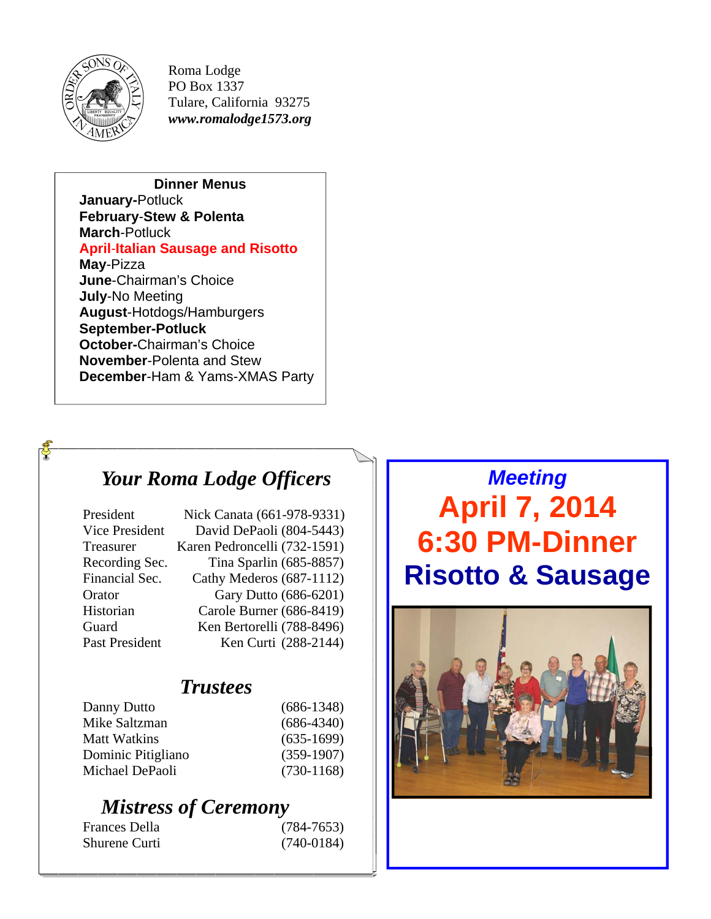Roma Lodge
PO Box 1337
Tulare, California 93275
***www.romalodge1573.org***

**Dinner Menus**

**January-**Potluck
**February-Stew & Polenta**
**March**-Potluck
**April-Italian Sausage and Risotto**
**May**-Pizza
**June**-Chairman's Choice
**July**-No Meeting
**August**-Hotdogs/Hamburgers
**September-Potluck**
**October-**Chairman's Choice
**November**-Polenta and Stew
**December**-Ham & Yams-XMAS Party

## *Your Roma Lodge Officers*

| | |
|---|---|
| President | Nick Canata (661-978-9331) |
| Vice President | David DePaoli (804-5443) |
| Treasurer | Karen Pedroncelli (732-1591) |
| Recording Sec. | Tina Sparlin (685-8857) |
| Financial Sec. | Cathy Mederos (687-1112) |
| Orator | Gary Dutto (686-6201) |
| Historian | Carole Burner (686-8419) |
| Guard | Ken Bertorelli (788-8496) |
| Past President | Ken Curti (288-2144) |

### *Trustees*

| | |
|---|---|
| Danny Dutto | (686-1348) |
| Mike Saltzman | (686-4340) |
| Matt Watkins | (635-1699) |
| Dominic Pitigliano | (359-1907) |
| Michael DePaoli | (730-1168) |

### *Mistress of Ceremony*

| | |
|---|---|
| Frances Della | (784-7653) |
| Shurene Curti | (740-0184) |

***Meeting***

# April 7, 2014
# 6:30 PM-Dinner
# Risotto & Sausage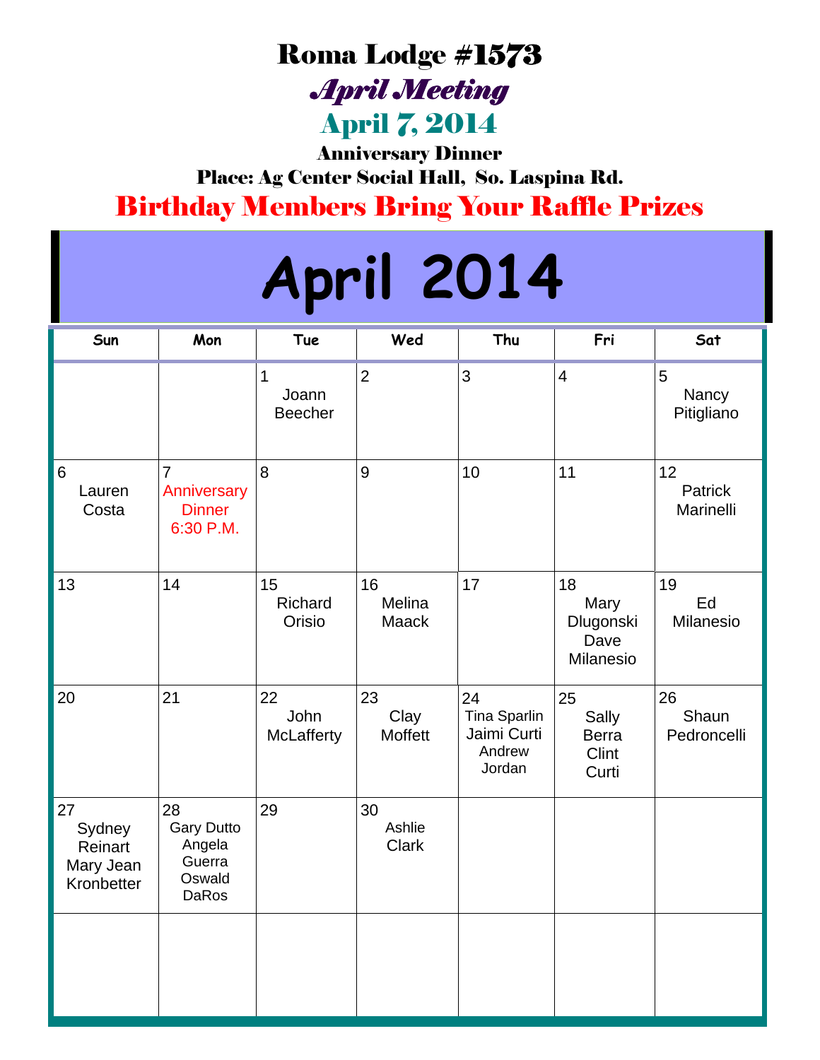# Roma Lodge #1573

## *April Meeting*

## April 7, 2014

**Anniversary Dinner**

**Place: Ag Center Social Hall, So. Laspina Rd.**

## Birthday Members Bring Your Raffle Prizes

# April 2014

| Sun | Mon | Tue | Wed | Thu | Fri | Sat |
|---|---|---|---|---|---|---|
| | | 1 Joann Beecher | 2 | 3 | 4 | 5 Nancy Pitigliano |
| 6 Lauren Costa | 7 Anniversary Dinner 6:30 P.M. | 8 | 9 | 10 | 11 | 12 Patrick Marinelli |
| 13 | 14 | 15 Richard Orisio | 16 Melina Maack | 17 | 18 Mary Dlugonski Dave Milanesio | 19 Ed Milanesio |
| 20 | 21 | 22 John McLafferty | 23 Clay Moffett | 24 Tina Sparlin Jaimi Curti Andrew Jordan | 25 Sally Berra Clint Curti | 26 Shaun Pedroncelli |
| 27 Sydney Reinart Mary Jean Kronbetter | 28 Gary Dutto Angela Guerra Oswald DaRos | 29 | 30 Ashlie Clark | | | |
| | | | | | | |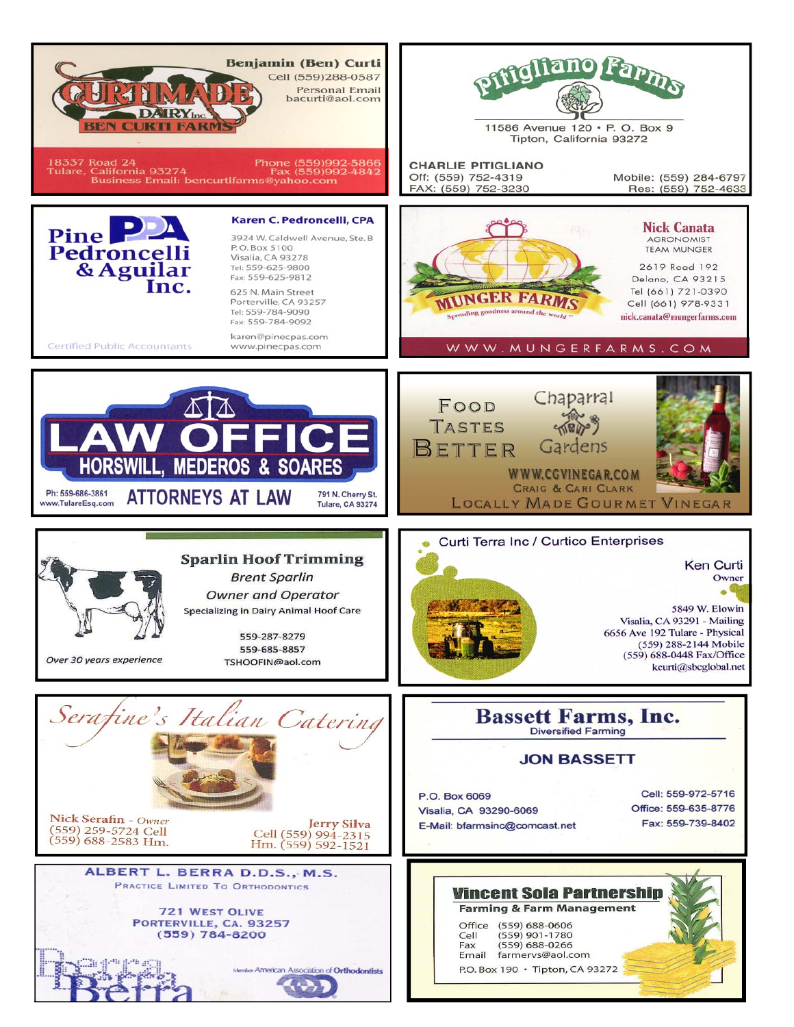**Benjamin (Ben) Curti**
Cell (559)288-0587
Personal Email
bacurti@aol.com

CURTIMADE DAIRY Inc.
BEN CURTI FARMS

18337 Road 24
Tulare, California 93274
Phone (559)992-5866
Fax (559)992-4842
Business Email: bencurtifarms@yahoo.com

---

**Pitigliano Farms**

11586 Avenue 120 • P. O. Box 9
Tipton, California 93272

CHARLIE PITIGLIANO
Off: (559) 752-4319
FAX: (559) 752-3230
Mobile: (559) 284-6797
Res: (559) 752-4633

---

**Pine Pedroncelli & Aguilar Inc.**

Certified Public Accountants

**Karen C. Pedroncelli, CPA**

3924 W. Caldwell Avenue, Ste. B
P.O. Box 5100
Visalia, CA 93278
Tel: 559-625-9800
Fax: 559-625-9812

625 N. Main Street
Porterville, CA 93257
Tel: 559-784-9090
Fax: 559-784-9092

karen@pinecpas.com
www.pinecpas.com

---

**MUNGER FARMS**
Spreading goodness around the world™

**Nick Canata**
AGRONOMIST
TEAM MUNGER

2619 Road 192
Delano, CA 93215
Tel (661) 721-0390
Cell (661) 978-9331
nick.canata@mungerfarms.com

WWW.MUNGERFARMS.COM

---

**LAW OFFICE**
**HORSWILL, MEDEROS & SOARES**
ATTORNEYS AT LAW

Ph: 559-686-3861
www.TulareEsq.com
791 N. Cherry St.
Tulare, CA 93274

---

Food Tastes Better

**Chaparral Gardens**

WWW.CGVINEGAR.COM
Craig & Cari Clark
Locally Made Gourmet Vinegar

---

**Sparlin Hoof Trimming**
*Brent Sparlin*
*Owner and Operator*
Specializing in Dairy Animal Hoof Care

559-287-8279
559-685-8857
TSHOOFIN@aol.com

*Over 30 years experience*

---

Curti Terra Inc / Curtico Enterprises

Ken Curti
Owner

5849 W. Elowin
Visalia, CA 93291 - Mailing
6656 Ave 192 Tulare - Physical
(559) 288-2144 Mobile
(559) 688-0448 Fax/Office
kcurti@sbcglobal.net

---

*Serafine's Italian Catering*

Nick Serafin - *Owner*
(559) 259-5724 Cell
(559) 688-2583 Hm.

Jerry Silva
Cell (559) 994-2315
Hm. (559) 592-1521

---

**Bassett Farms, Inc.**
Diversified Farming

**JON BASSETT**

P.O. Box 6069
Visalia, CA 93290-6069
E-Mail: bfarmsinc@comcast.net

Cell: 559-972-5716
Office: 559-635-8776
Fax: 559-739-8402

---

**ALBERT L. BERRA D.D.S., M.S.**
Practice Limited To Orthodontics

721 West Olive
Porterville, CA. 93257
(559) 784-8200

Berra

Member American Association of Orthodontists

---

**Vincent Sola Partnership**
**Farming & Farm Management**

Office (559) 688-0606
Cell (559) 901-1780
Fax (559) 688-0266
Email farmervs@aol.com

P.O. Box 190 • Tipton, CA 93272